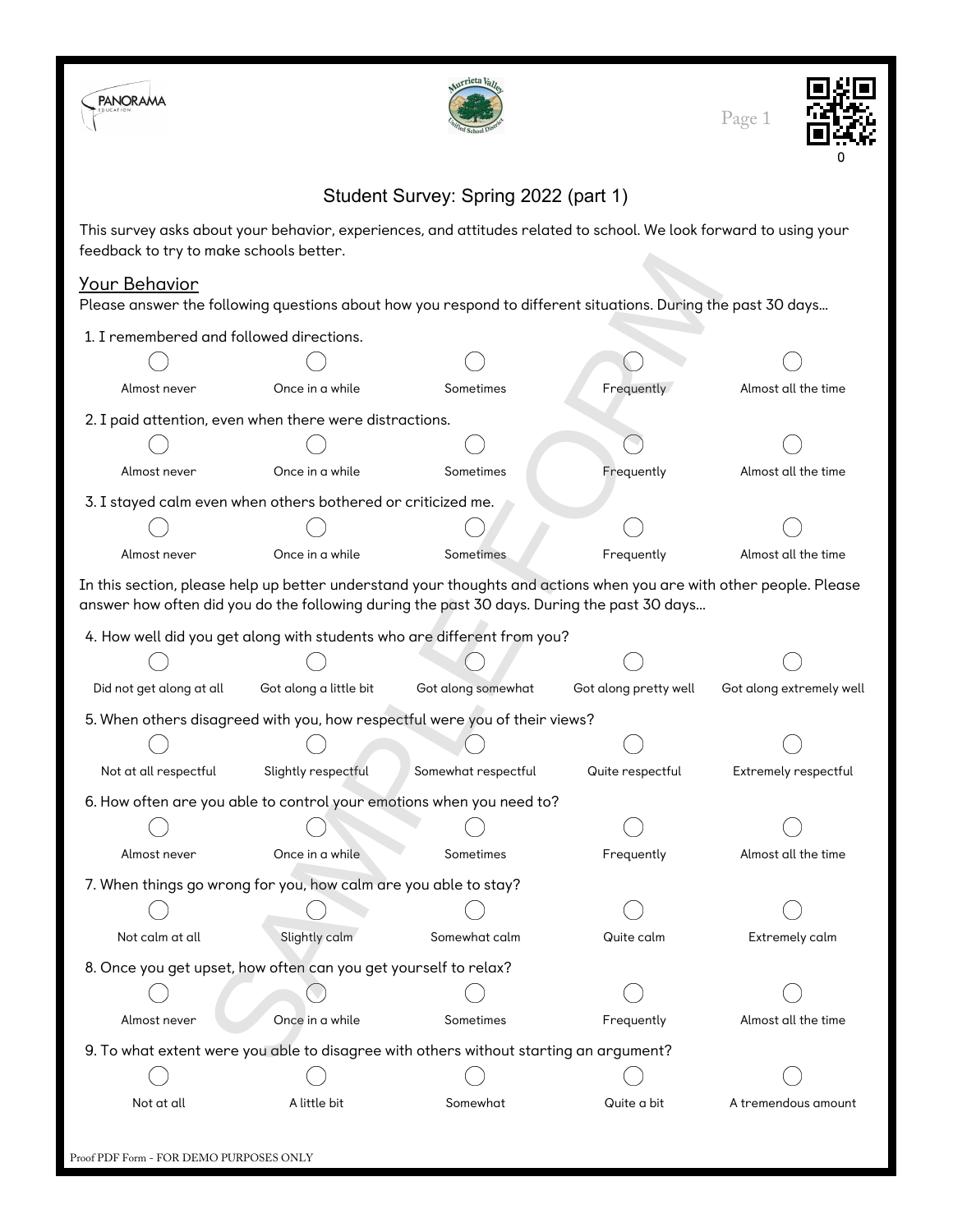# Student Survey: Spring 2022 (part 1)

This survey asks about your behavior, experiences, and attitudes related to school. We look forward to using your feedback to try to make schools better.

## Your Behavior

Please answer the following questions about how you respond to different situations. During the past 30 days...

1. I remembered and followed directions.

| ◯ | ◯ | ◯ | ◯ | ◯ |
|---|---|---|---|---|
| Almost never | Once in a while | Sometimes | Frequently | Almost all the time |

2. I paid attention, even when there were distractions.

| ◯ | ◯ | ◯ | ◯ | ◯ |
|---|---|---|---|---|
| Almost never | Once in a while | Sometimes | Frequently | Almost all the time |

3. I stayed calm even when others bothered or criticized me.

| ◯ | ◯ | ◯ | ◯ | ◯ |
|---|---|---|---|---|
| Almost never | Once in a while | Sometimes | Frequently | Almost all the time |

In this section, please help up better understand your thoughts and actions when you are with other people. Please answer how often did you do the following during the past 30 days. During the past 30 days...

4. How well did you get along with students who are different from you?

| ◯ | ◯ | ◯ | ◯ | ◯ |
|---|---|---|---|---|
| Did not get along at all | Got along a little bit | Got along somewhat | Got along pretty well | Got along extremely well |

5. When others disagreed with you, how respectful were you of their views?

| ◯ | ◯ | ◯ | ◯ | ◯ |
|---|---|---|---|---|
| Not at all respectful | Slightly respectful | Somewhat respectful | Quite respectful | Extremely respectful |

6. How often are you able to control your emotions when you need to?

| ◯ | ◯ | ◯ | ◯ | ◯ |
|---|---|---|---|---|
| Almost never | Once in a while | Sometimes | Frequently | Almost all the time |

7. When things go wrong for you, how calm are you able to stay?

| ◯ | ◯ | ◯ | ◯ | ◯ |
|---|---|---|---|---|
| Not calm at all | Slightly calm | Somewhat calm | Quite calm | Extremely calm |

8. Once you get upset, how often can you get yourself to relax?

| ◯ | ◯ | ◯ | ◯ | ◯ |
|---|---|---|---|---|
| Almost never | Once in a while | Sometimes | Frequently | Almost all the time |

9. To what extent were you able to disagree with others without starting an argument?

| ◯ | ◯ | ◯ | ◯ | ◯ |
|---|---|---|---|---|
| Not at all | A little bit | Somewhat | Quite a bit | A tremendous amount |

Proof PDF Form - FOR DEMO PURPOSES ONLY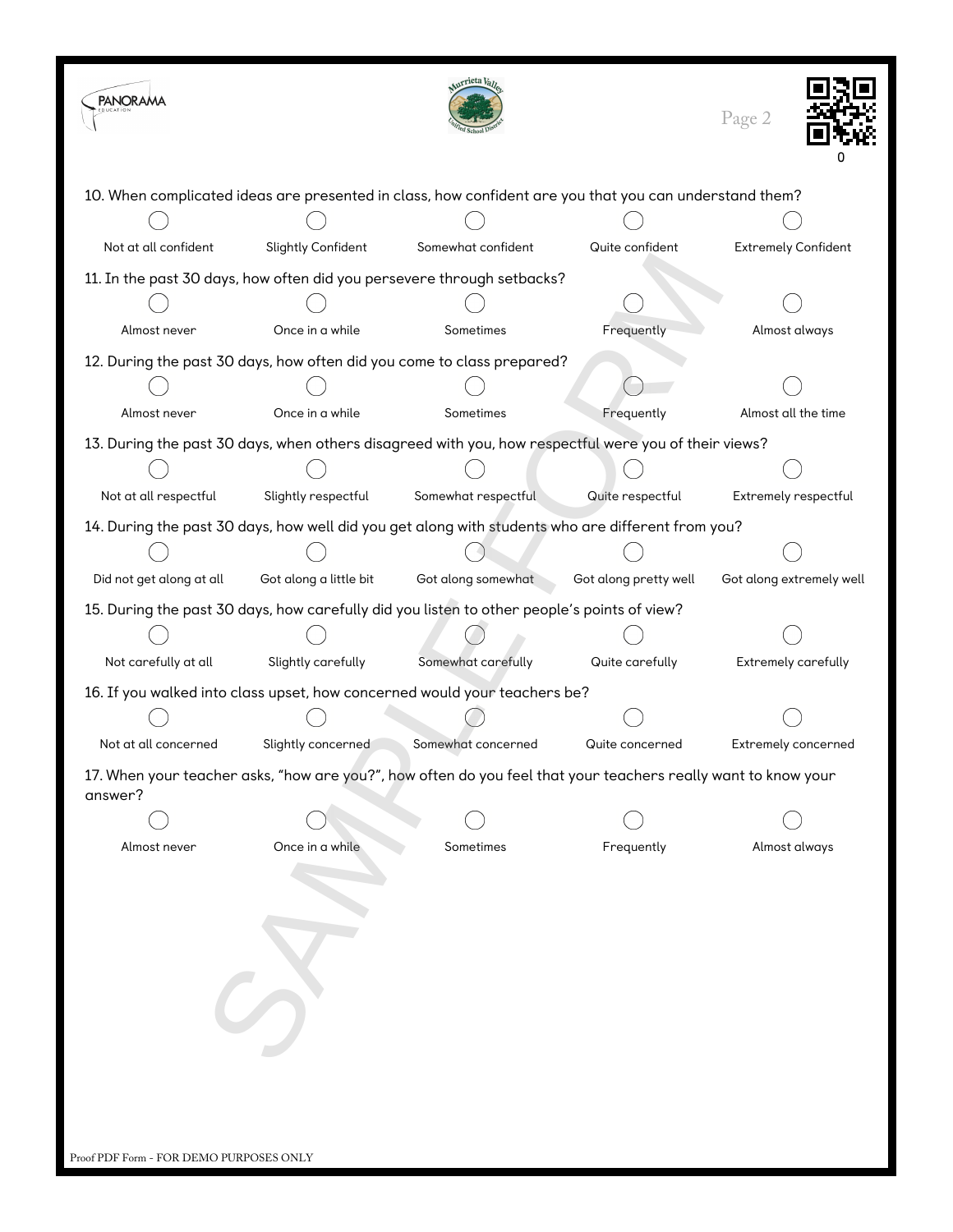10. When complicated ideas are presented in class, how confident are you that you can understand them?

| | | | | |
|---|---|---|---|---|
| ◯ | ◯ | ◯ | ◯ | ◯ |
| Not at all confident | Slightly Confident | Somewhat confident | Quite confident | Extremely Confident |

11. In the past 30 days, how often did you persevere through setbacks?

| | | | | |
|---|---|---|---|---|
| ◯ | ◯ | ◯ | ◯ | ◯ |
| Almost never | Once in a while | Sometimes | Frequently | Almost always |

12. During the past 30 days, how often did you come to class prepared?

| | | | | |
|---|---|---|---|---|
| ◯ | ◯ | ◯ | ◯ | ◯ |
| Almost never | Once in a while | Sometimes | Frequently | Almost all the time |

13. During the past 30 days, when others disagreed with you, how respectful were you of their views?

| | | | | |
|---|---|---|---|---|
| ◯ | ◯ | ◯ | ◯ | ◯ |
| Not at all respectful | Slightly respectful | Somewhat respectful | Quite respectful | Extremely respectful |

14. During the past 30 days, how well did you get along with students who are different from you?

| | | | | |
|---|---|---|---|---|
| ◯ | ◯ | ◯ | ◯ | ◯ |
| Did not get along at all | Got along a little bit | Got along somewhat | Got along pretty well | Got along extremely well |

15. During the past 30 days, how carefully did you listen to other people's points of view?

| | | | | |
|---|---|---|---|---|
| ◯ | ◯ | ◯ | ◯ | ◯ |
| Not carefully at all | Slightly carefully | Somewhat carefully | Quite carefully | Extremely carefully |

16. If you walked into class upset, how concerned would your teachers be?

| | | | | |
|---|---|---|---|---|
| ◯ | ◯ | ◯ | ◯ | ◯ |
| Not at all concerned | Slightly concerned | Somewhat concerned | Quite concerned | Extremely concerned |

17. When your teacher asks, "how are you?", how often do you feel that your teachers really want to know your answer?

| | | | | |
|---|---|---|---|---|
| ◯ | ◯ | ◯ | ◯ | ◯ |
| Almost never | Once in a while | Sometimes | Frequently | Almost always |

Proof PDF Form - FOR DEMO PURPOSES ONLY